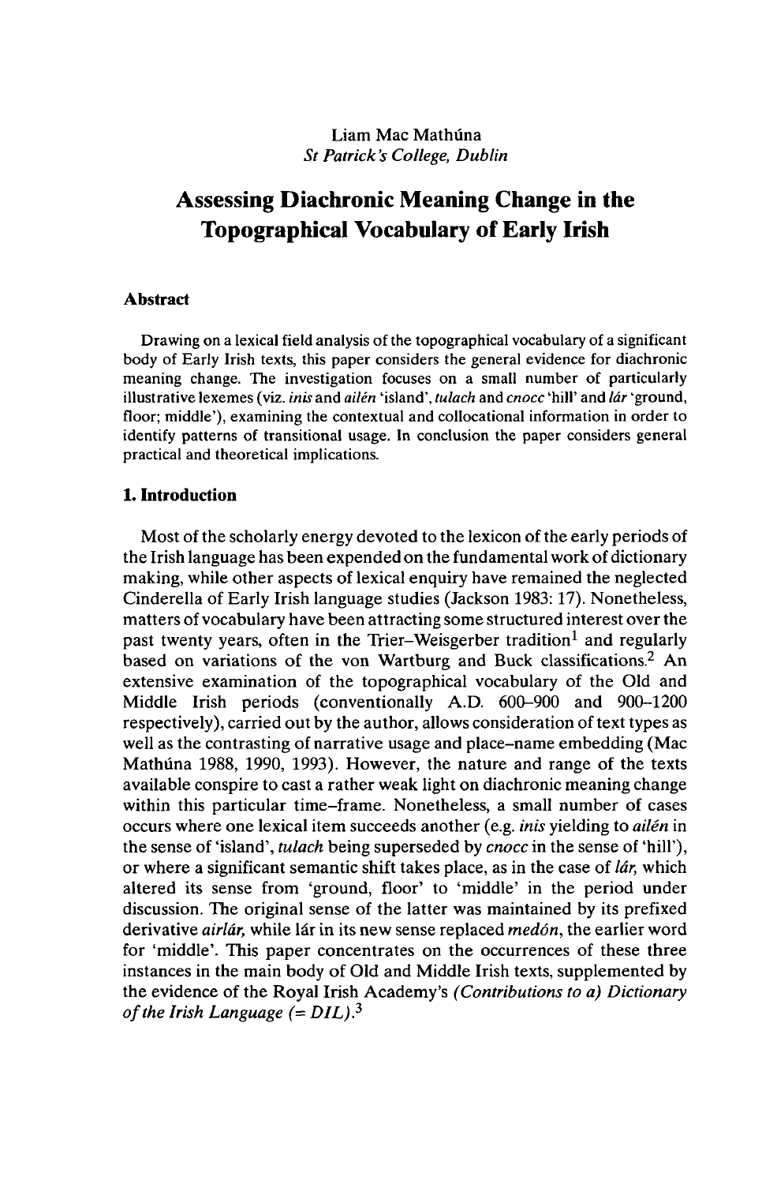Liam Mac Mathúna
*St Patrick's College, Dublin*

# Assessing Diachronic Meaning Change in the Topographical Vocabulary of Early Irish

### Abstract

Drawing on a lexical field analysis of the topographical vocabulary of a significant body of Early Irish texts, this paper considers the general evidence for diachronic meaning change. The investigation focuses on a small number of particularly illustrative lexemes (viz. *inis* and *ailén* 'island', *tulach* and *cnocc* 'hill' and *lár* 'ground, floor; middle'), examining the contextual and collocational information in order to identify patterns of transitional usage. In conclusion the paper considers general practical and theoretical implications.

## 1. Introduction

Most of the scholarly energy devoted to the lexicon of the early periods of the Irish language has been expended on the fundamental work of dictionary making, while other aspects of lexical enquiry have remained the neglected Cinderella of Early Irish language studies (Jackson 1983: 17). Nonetheless, matters of vocabulary have been attracting some structured interest over the past twenty years, often in the Trier–Weisgerber tradition[1] and regularly based on variations of the von Wartburg and Buck classifications.[2] An extensive examination of the topographical vocabulary of the Old and Middle Irish periods (conventionally A.D. 600–900 and 900–1200 respectively), carried out by the author, allows consideration of text types as well as the contrasting of narrative usage and place-name embedding (Mac Mathúna 1988, 1990, 1993). However, the nature and range of the texts available conspire to cast a rather weak light on diachronic meaning change within this particular time-frame. Nonetheless, a small number of cases occurs where one lexical item succeeds another (e.g. *inis* yielding to *ailén* in the sense of 'island', *tulach* being superseded by *cnocc* in the sense of 'hill'), or where a significant semantic shift takes place, as in the case of *lár*, which altered its sense from 'ground, floor' to 'middle' in the period under discussion. The original sense of the latter was maintained by its prefixed derivative *airlár*, while lár in its new sense replaced *medón*, the earlier word for 'middle'. This paper concentrates on the occurrences of these three instances in the main body of Old and Middle Irish texts, supplemented by the evidence of the Royal Irish Academy's *(Contributions to a) Dictionary of the Irish Language (= DIL)*.[3]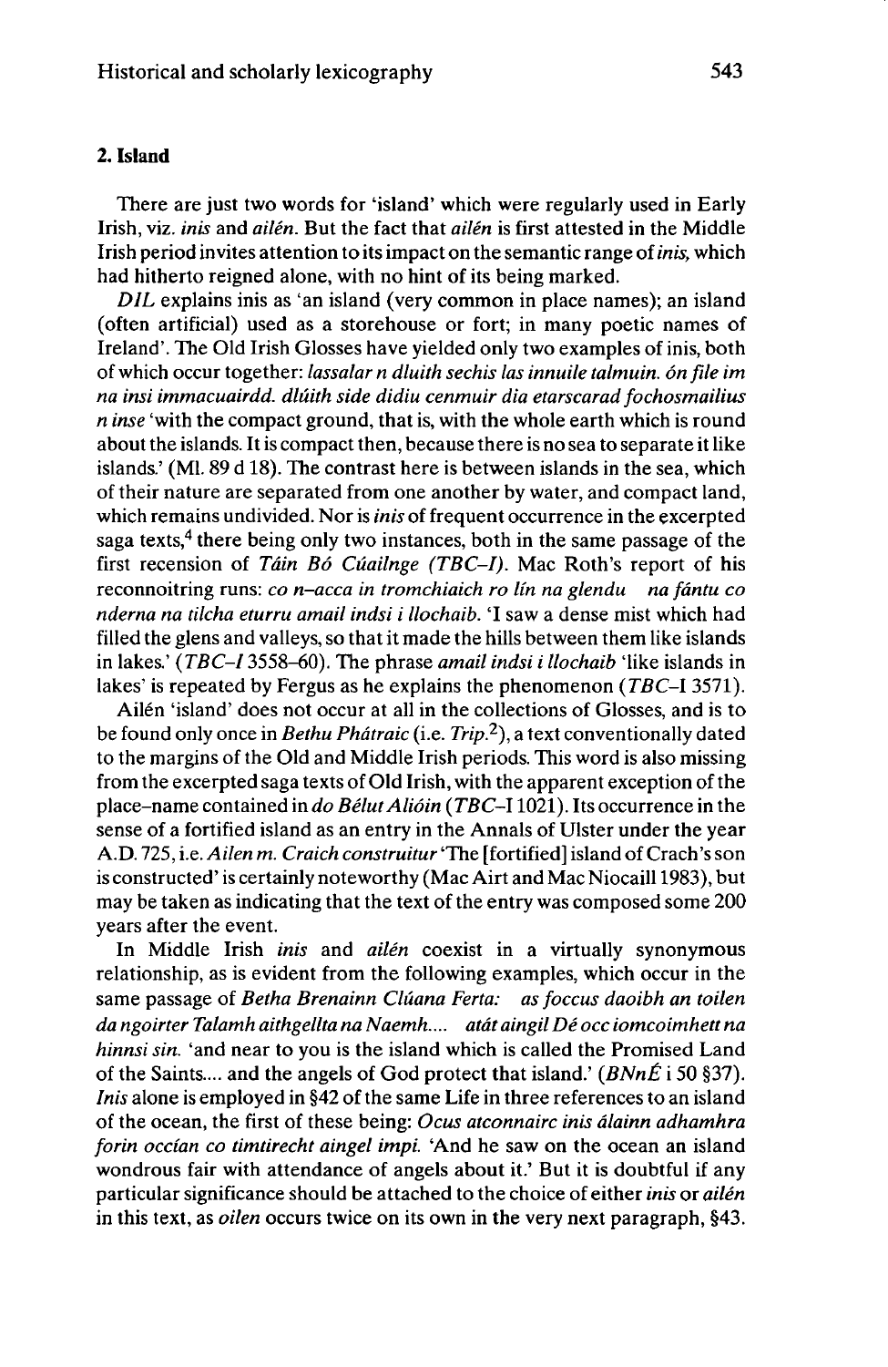## 2. Island

There are just two words for 'island' which were regularly used in Early Irish, viz. *inis* and *ailén*. But the fact that *ailén* is first attested in the Middle Irish period invites attention to its impact on the semantic range of *inis*, which had hitherto reigned alone, with no hint of its being marked.

*DIL* explains inis as 'an island (very common in place names); an island (often artificial) used as a storehouse or fort; in many poetic names of Ireland'. The Old Irish Glosses have yielded only two examples of inis, both of which occur together: *lassalar n dluith sechis las innuile talmuin. ón file im na insi immacuairdd. dlúith side didiu cenmuir dia etarscarad fochosmailius n inse* 'with the compact ground, that is, with the whole earth which is round about the islands. It is compact then, because there is no sea to separate it like islands.' (Ml. 89 d 18). The contrast here is between islands in the sea, which of their nature are separated from one another by water, and compact land, which remains undivided. Nor is *inis* of frequent occurrence in the excerpted saga texts,[4] there being only two instances, both in the same passage of the first recension of *Táin Bó Cúailnge (TBC–I)*. Mac Roth's report of his reconnoitring runs: *co n–acca in tromchiaich ro lín na glendu na fántu co nderna na tilcha eturru amail indsi i llochaib.* 'I saw a dense mist which had filled the glens and valleys, so that it made the hills between them like islands in lakes.' (*TBC–I* 3558–60). The phrase *amail indsi i llochaib* 'like islands in lakes' is repeated by Fergus as he explains the phenomenon (*TBC–*I 3571).

Ailén 'island' does not occur at all in the collections of Glosses, and is to be found only once in *Bethu Phátraic* (i.e. *Trip.*[2]), a text conventionally dated to the margins of the Old and Middle Irish periods. This word is also missing from the excerpted saga texts of Old Irish, with the apparent exception of the place–name contained in *do Bélut Alióin* (*TBC*–I 1021). Its occurrence in the sense of a fortified island as an entry in the Annals of Ulster under the year A.D. 725, i.e. *Ailen m. Craich construitur* 'The [fortified] island of Crach's son is constructed' is certainly noteworthy (Mac Airt and Mac Niocaill 1983), but may be taken as indicating that the text of the entry was composed some 200 years after the event.

In Middle Irish *inis* and *ailén* coexist in a virtually synonymous relationship, as is evident from the following examples, which occur in the same passage of *Betha Brenainn Clúana Ferta*: *as foccus daoibh an toilen da ngoirter Talamh aithgellta na Naemh.... atát aingil Dé occ iomcoimhett na hinnsi sin.* 'and near to you is the island which is called the Promised Land of the Saints.... and the angels of God protect that island.' (*BNnÉ* i 50 §37). *Inis* alone is employed in §42 of the same Life in three references to an island of the ocean, the first of these being: *Ocus atconnairc inis álainn adhamhra forin occían co timtirecht aingel impi.* 'And he saw on the ocean an island wondrous fair with attendance of angels about it.' But it is doubtful if any particular significance should be attached to the choice of either *inis* or *ailén* in this text, as *oilen* occurs twice on its own in the very next paragraph, §43.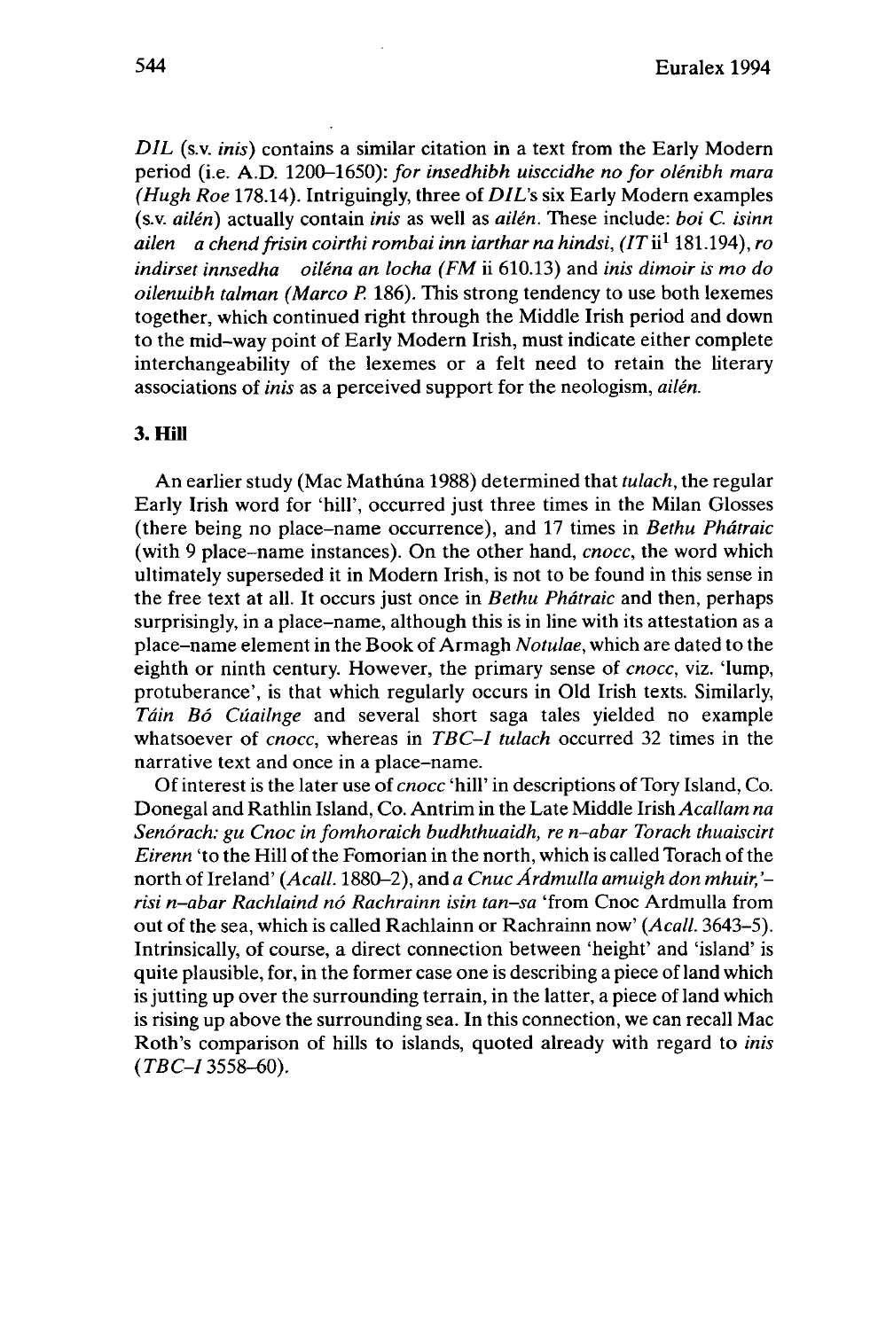*DIL* (s.v. *inis*) contains a similar citation in a text from the Early Modern period (i.e. A.D. 1200–1650): *for insedhibh uisccidhe no for olénibh mara (Hugh Roe* 178.14). Intriguingly, three of *DIL*'s six Early Modern examples (s.v. *ailén*) actually contain *inis* as well as *ailén*. These include: *boi C. isinn ailen a chend frisin coirthi rombai inn iarthar na hindsi*, (*IT* ii[1] 181.194), *ro indirset innsedha oiléna an locha (FM* ii 610.13) and *inis dimoir is mo do oilenuibh talman (Marco P.* 186). This strong tendency to use both lexemes together, which continued right through the Middle Irish period and down to the mid-way point of Early Modern Irish, must indicate either complete interchangeability of the lexemes or a felt need to retain the literary associations of *inis* as a perceived support for the neologism, *ailén*.

## 3. Hill

An earlier study (Mac Mathúna 1988) determined that *tulach*, the regular Early Irish word for 'hill', occurred just three times in the Milan Glosses (there being no place-name occurrence), and 17 times in *Bethu Phátraic* (with 9 place-name instances). On the other hand, *cnocc*, the word which ultimately superseded it in Modern Irish, is not to be found in this sense in the free text at all. It occurs just once in *Bethu Phátraic* and then, perhaps surprisingly, in a place-name, although this is in line with its attestation as a place-name element in the Book of Armagh *Notulae*, which are dated to the eighth or ninth century. However, the primary sense of *cnocc*, viz. 'lump, protuberance', is that which regularly occurs in Old Irish texts. Similarly, *Táin Bó Cúailnge* and several short saga tales yielded no example whatsoever of *cnocc*, whereas in *TBC–1 tulach* occurred 32 times in the narrative text and once in a place-name.

Of interest is the later use of *cnocc* 'hill' in descriptions of Tory Island, Co. Donegal and Rathlin Island, Co. Antrim in the Late Middle Irish *Acallam na Senórach: gu Cnoc in fomhoraich budhthuaidh, re n-abar Torach thuaiscirt Eirenn* 'to the Hill of the Fomorian in the north, which is called Torach of the north of Ireland' (*Acall.* 1880–2), and *a Cnuc Árdmulla amuigh don mhuir,'-risi n-abar Rachlaind nó Rachrainn isin tan-sa* 'from Cnoc Ardmulla from out of the sea, which is called Rachlainn or Rachrainn now' (*Acall.* 3643–5). Intrinsically, of course, a direct connection between 'height' and 'island' is quite plausible, for, in the former case one is describing a piece of land which is jutting up over the surrounding terrain, in the latter, a piece of land which is rising up above the surrounding sea. In this connection, we can recall Mac Roth's comparison of hills to islands, quoted already with regard to *inis* (*TBC–1* 3558–60).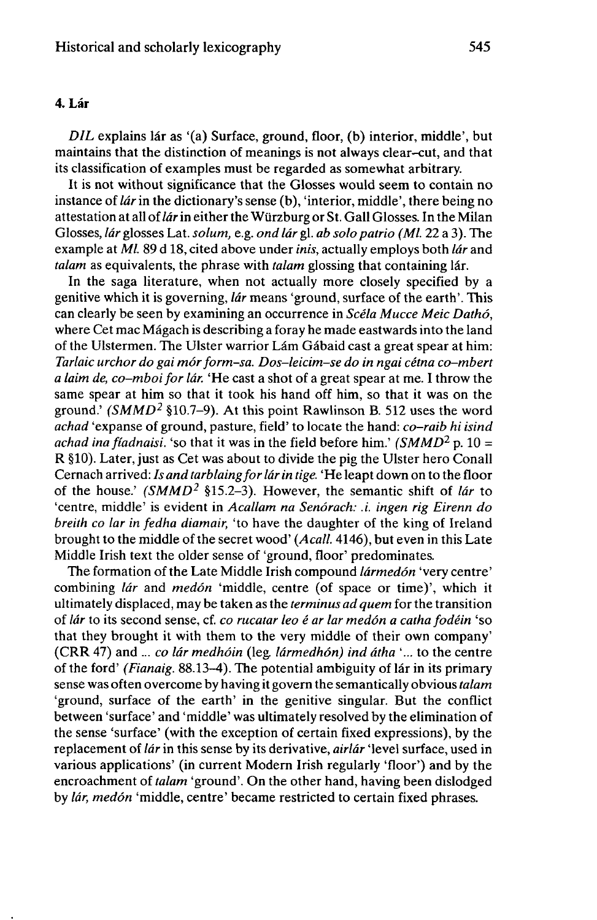#### 4. Lár

*DIL* explains lár as '(a) Surface, ground, floor, (b) interior, middle', but maintains that the distinction of meanings is not always clear-cut, and that its classification of examples must be regarded as somewhat arbitrary.

It is not without significance that the Glosses would seem to contain no instance of *lár* in the dictionary's sense (b), 'interior, middle', there being no attestation at all of *lár* in either the Würzburg or St. Gall Glosses. In the Milan Glosses, *lár* glosses Lat. *solum*, e.g. *ond lár* gl. *ab solo patrio* (*Ml.* 22 a 3). The example at *Ml.* 89 d 18, cited above under *inis*, actually employs both *lár* and *talam* as equivalents, the phrase with *talam* glossing that containing lár.

In the saga literature, when not actually more closely specified by a genitive which it is governing, *lár* means 'ground, surface of the earth'. This can clearly be seen by examining an occurrence in *Scéla Mucce Meic Dathó*, where Cet mac Mágach is describing a foray he made eastwards into the land of the Ulstermen. The Ulster warrior Lám Gábaid cast a great spear at him: *Tarlaic urchor do gai mór form-sa. Dos-leicim-se do in ngai cétna co-mbert a laim de, co-mboi for lár.* 'He cast a shot of a great spear at me. I throw the same spear at him so that it took his hand off him, so that it was on the ground.' (*SMMD*[2] §10.7–9). At this point Rawlinson B. 512 uses the word *achad* 'expanse of ground, pasture, field' to locate the hand: *co-raib hi isind achad ina fiadnaisi.* 'so that it was in the field before him.' (*SMMD*[2] p. 10 = R §10). Later, just as Cet was about to divide the pig the Ulster hero Conall Cernach arrived: *Is and tarblaing for lár in tige.* 'He leapt down on to the floor of the house.' (*SMMD*[2] §15.2–3). However, the semantic shift of *lár* to 'centre, middle' is evident in *Acallam na Senórach: .i. ingen rig Eirenn do breith co lar in fedha diamair,* 'to have the daughter of the king of Ireland brought to the middle of the secret wood' (*Acall.* 4146), but even in this Late Middle Irish text the older sense of 'ground, floor' predominates.

The formation of the Late Middle Irish compound *lármedón* 'very centre' combining *lár* and *medón* 'middle, centre (of space or time)', which it ultimately displaced, may be taken as the *terminus ad quem* for the transition of *lár* to its second sense, cf. *co rucatar leo é ar lar medón a catha fodéin* 'so that they brought it with them to the very middle of their own company' (CRR 47) and ... *co lár medhóin* (leg. *lármedhón*) *ind átha* '... to the centre of the ford' (*Fianaig.* 88.13–4). The potential ambiguity of lár in its primary sense was often overcome by having it govern the semantically obvious *talam* 'ground, surface of the earth' in the genitive singular. But the conflict between 'surface' and 'middle' was ultimately resolved by the elimination of the sense 'surface' (with the exception of certain fixed expressions), by the replacement of *lár* in this sense by its derivative, *airlár* 'level surface, used in various applications' (in current Modern Irish regularly 'floor') and by the encroachment of *talam* 'ground'. On the other hand, having been dislodged by *lár*, *medón* 'middle, centre' became restricted to certain fixed phrases.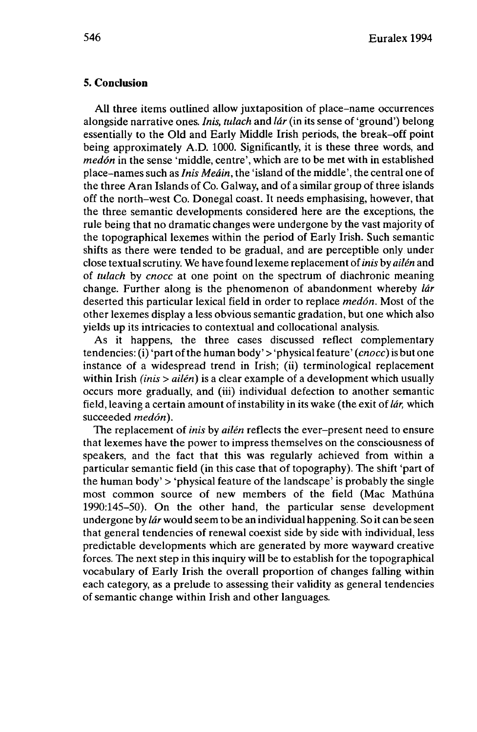## 5. Conclusion

All three items outlined allow juxtaposition of place–name occurrences alongside narrative ones. *Inis, tulach* and *lár* (in its sense of 'ground') belong essentially to the Old and Early Middle Irish periods, the break–off point being approximately A.D. 1000. Significantly, it is these three words, and *medón* in the sense 'middle, centre', which are to be met with in established place–names such as *Inis Meáin*, the 'island of the middle', the central one of the three Aran Islands of Co. Galway, and of a similar group of three islands off the north–west Co. Donegal coast. It needs emphasising, however, that the three semantic developments considered here are the exceptions, the rule being that no dramatic changes were undergone by the vast majority of the topographical lexemes within the period of Early Irish. Such semantic shifts as there were tended to be gradual, and are perceptible only under close textual scrutiny. We have found lexeme replacement of *inis* by *ailén* and of *tulach* by *cnocc* at one point on the spectrum of diachronic meaning change. Further along is the phenomenon of abandonment whereby *lár* deserted this particular lexical field in order to replace *medón*. Most of the other lexemes display a less obvious semantic gradation, but one which also yields up its intricacies to contextual and collocational analysis.

As it happens, the three cases discussed reflect complementary tendencies: (i) 'part of the human body' > 'physical feature' *(cnocc)* is but one instance of a widespread trend in Irish; (ii) terminological replacement within Irish *(inis > ailén)* is a clear example of a development which usually occurs more gradually, and (iii) individual defection to another semantic field, leaving a certain amount of instability in its wake (the exit of *lár,* which succeeded *medón*).

The replacement of *inis* by *ailén* reflects the ever–present need to ensure that lexemes have the power to impress themselves on the consciousness of speakers, and the fact that this was regularly achieved from within a particular semantic field (in this case that of topography). The shift 'part of the human body' > 'physical feature of the landscape' is probably the single most common source of new members of the field (Mac Mathúna 1990:145–50). On the other hand, the particular sense development undergone by *lár* would seem to be an individual happening. So it can be seen that general tendencies of renewal coexist side by side with individual, less predictable developments which are generated by more wayward creative forces. The next step in this inquiry will be to establish for the topographical vocabulary of Early Irish the overall proportion of changes falling within each category, as a prelude to assessing their validity as general tendencies of semantic change within Irish and other languages.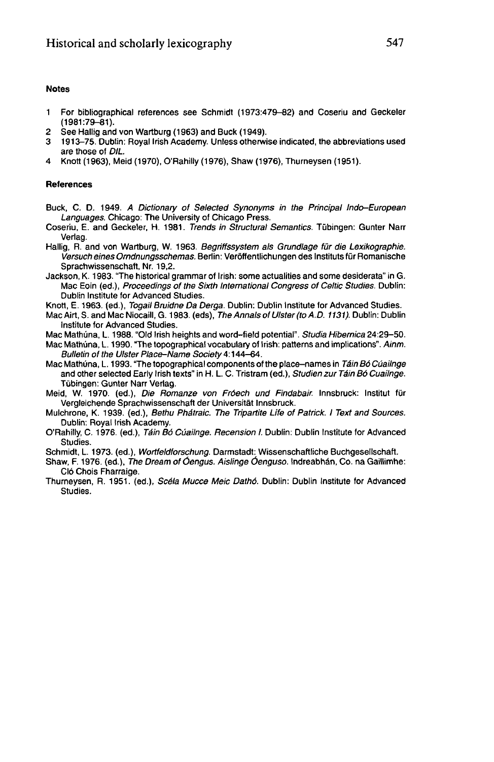#### Notes

1. For bibliographical references see Schmidt (1973:479–82) and Coseriu and Geckeler (1981:79–81).
2. See Hallig and von Wartburg (1963) and Buck (1949).
3. 1913–75. Dublin: Royal Irish Academy. Unless otherwise indicated, the abbreviations used are those of *DIL*.
4. Knott (1963), Meid (1970), O'Rahilly (1976), Shaw (1976), Thurneysen (1951).

#### References

Buck, C. D. 1949. *A Dictionary of Selected Synonyms in the Principal Indo–European Languages*. Chicago: The University of Chicago Press.

Coseriu, E. and Geckeler, H. 1981. *Trends in Structural Semantics*. Tübingen: Gunter Narr Verlag.

Hallig, R. and von Wartburg, W. 1963. *Begriffssystem als Grundlage für die Lexikographie. Versuch eines Orndnungsschemas*. Berlin: Veröffentlichungen des Instituts für Romanische Sprachwissenschaft, Nr. 19,2.

Jackson, K. 1983. "The historical grammar of Irish: some actualities and some desiderata" in G. Mac Eoin (ed.), *Proceedings of the Sixth International Congress of Celtic Studies*. Dublin: Dublin Institute for Advanced Studies.

Knott, E. 1963. (ed.), *Togail Bruidne Da Derga*. Dublin: Dublin Institute for Advanced Studies.

Mac Airt, S. and Mac Niocaill, G. 1983. (eds), *The Annals of Ulster (to A.D. 1131)*. Dublin: Dublin Institute for Advanced Studies.

Mac Mathúna, L. 1988. "Old Irish heights and word–field potential". *Studia Hibernica* 24:29–50.

Mac Mathúna, L. 1990. "The topographical vocabulary of Irish: patterns and implications". *Ainm. Bulletin of the Ulster Place–Name Society* 4:144–64.

Mac Mathúna, L. 1993. "The topographical components of the place–names in *Táin Bó Cúailnge* and other selected Early Irish texts" in H. L. C. Tristram (ed.), *Studien zur Táin Bó Cuailnge*. Tübingen: Gunter Narr Verlag.

Meid, W. 1970. (ed.), *Die Romanze von Fróech und Findabair*. Innsbruck: Institut für Vergleichende Sprachwissenschaft der Universität Innsbruck.

Mulchrone, K. 1939. (ed.), *Bethu Phátraic. The Tripartite Life of Patrick. I Text and Sources*. Dublin: Royal Irish Academy.

O'Rahilly, C. 1976. (ed.), *Táin Bó Cúailnge. Recension I*. Dublin: Dublin Institute for Advanced Studies.

Schmidt, L. 1973. (ed.), *Wortfeldforschung*. Darmstadt: Wissenschaftliche Buchgesellschaft.

Shaw, F. 1976. (ed.), *The Dream of Óengus. Aislinge Óenguso*. Indreabhán, Co. na Gaillimhe: Cló Chois Fharraige.

Thurneysen, R. 1951. (ed.), *Scéla Mucce Meic Dathó*. Dublin: Dublin Institute for Advanced Studies.